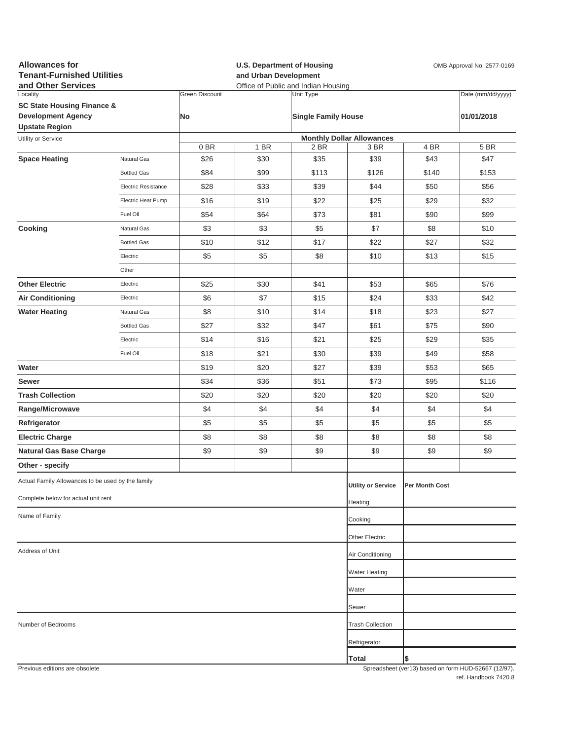**Allowances for Tenant-Furnished Utilities and Other Services**

**U.S. Department of Housing and Urban Development**
Office of Public and Indian Housing

OMB Approval No. 2577-0169

| Locality | Green Discount | Unit Type | Date (mm/dd/yyyy) |
|---|---|---|---|
| **SC State Housing Finance & Development Agency Upstate Region** | **No** | **Single Family House** | **01/01/2018** |

| Utility or Service | | Monthly Dollar Allowances | | | | | |
|---|---|---|---|---|---|---|---|
| | | 0 BR | 1 BR | 2 BR | 3 BR | 4 BR | 5 BR |
| **Space Heating** | Natural Gas | $26 | $30 | $35 | $39 | $43 | $47 |
| | Bottled Gas | $84 | $99 | $113 | $126 | $140 | $153 |
| | Electric Resistance | $28 | $33 | $39 | $44 | $50 | $56 |
| | Electric Heat Pump | $16 | $19 | $22 | $25 | $29 | $32 |
| | Fuel Oil | $54 | $64 | $73 | $81 | $90 | $99 |
| **Cooking** | Natural Gas | $3 | $3 | $5 | $7 | $8 | $10 |
| | Bottled Gas | $10 | $12 | $17 | $22 | $27 | $32 |
| | Electric | $5 | $5 | $8 | $10 | $13 | $15 |
| | Other | | | | | | |
| **Other Electric** | Electric | $25 | $30 | $41 | $53 | $65 | $76 |
| **Air Conditioning** | Electric | $6 | $7 | $15 | $24 | $33 | $42 |
| **Water Heating** | Natural Gas | $8 | $10 | $14 | $18 | $23 | $27 |
| | Bottled Gas | $27 | $32 | $47 | $61 | $75 | $90 |
| | Electric | $14 | $16 | $21 | $25 | $29 | $35 |
| | Fuel Oil | $18 | $21 | $30 | $39 | $49 | $58 |
| **Water** | | $19 | $20 | $27 | $39 | $53 | $65 |
| **Sewer** | | $34 | $36 | $51 | $73 | $95 | $116 |
| **Trash Collection** | | $20 | $20 | $20 | $20 | $20 | $20 |
| **Range/Microwave** | | $4 | $4 | $4 | $4 | $4 | $4 |
| **Refrigerator** | | $5 | $5 | $5 | $5 | $5 | $5 |
| **Electric Charge** | | $8 | $8 | $8 | $8 | $8 | $8 |
| **Natural Gas Base Charge** | | $9 | $9 | $9 | $9 | $9 | $9 |
| **Other - specify** | | | | | | | |

Actual Family Allowances to be used by the family

Complete below for actual unit rent

Name of Family

Address of Unit

Number of Bedrooms

| Utility or Service | Per Month Cost |
|---|---|
| Heating | |
| Cooking | |
| Other Electric | |
| Air Conditioning | |
| Water Heating | |
| Water | |
| Sewer | |
| Trash Collection | |
| Refrigerator | |
| **Total** | $ |

Previous editions are obsolete

Spreadsheet (ver13) based on form HUD-52667 (12/97).
ref. Handbook 7420.8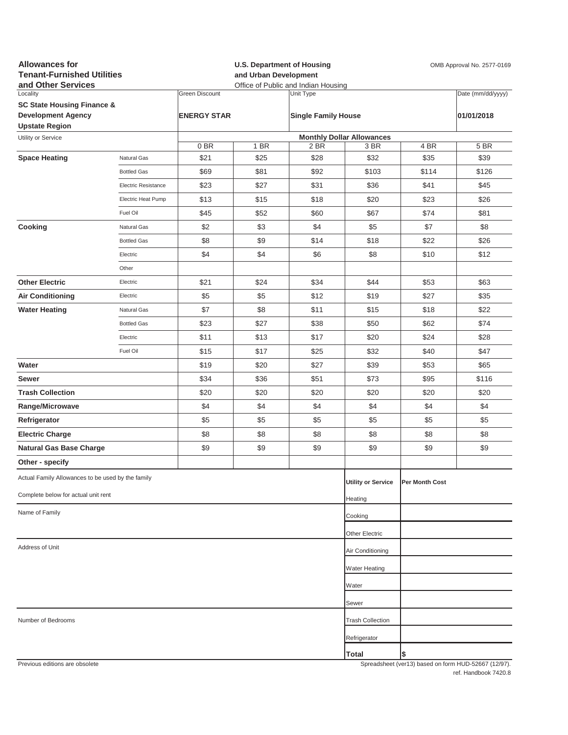**Allowances for Tenant-Furnished Utilities and Other Services**

**U.S. Department of Housing and Urban Development**
Office of Public and Indian Housing

OMB Approval No. 2577-0169

| Locality | Green Discount | Unit Type | Date (mm/dd/yyyy) |
|---|---|---|---|
| **SC State Housing Finance & Development Agency Upstate Region** | **ENERGY STAR** | **Single Family House** | **01/01/2018** |

| Utility or Service | | Monthly Dollar Allowances | | | | | |
|---|---|---|---|---|---|---|---|
| | | 0 BR | 1 BR | 2 BR | 3 BR | 4 BR | 5 BR |
| **Space Heating** | Natural Gas | $21 | $25 | $28 | $32 | $35 | $39 |
| | Bottled Gas | $69 | $81 | $92 | $103 | $114 | $126 |
| | Electric Resistance | $23 | $27 | $31 | $36 | $41 | $45 |
| | Electric Heat Pump | $13 | $15 | $18 | $20 | $23 | $26 |
| | Fuel Oil | $45 | $52 | $60 | $67 | $74 | $81 |
| **Cooking** | Natural Gas | $2 | $3 | $4 | $5 | $7 | $8 |
| | Bottled Gas | $8 | $9 | $14 | $18 | $22 | $26 |
| | Electric | $4 | $4 | $6 | $8 | $10 | $12 |
| | Other | | | | | | |
| **Other Electric** | Electric | $21 | $24 | $34 | $44 | $53 | $63 |
| **Air Conditioning** | Electric | $5 | $5 | $12 | $19 | $27 | $35 |
| **Water Heating** | Natural Gas | $7 | $8 | $11 | $15 | $18 | $22 |
| | Bottled Gas | $23 | $27 | $38 | $50 | $62 | $74 |
| | Electric | $11 | $13 | $17 | $20 | $24 | $28 |
| | Fuel Oil | $15 | $17 | $25 | $32 | $40 | $47 |
| **Water** | | $19 | $20 | $27 | $39 | $53 | $65 |
| **Sewer** | | $34 | $36 | $51 | $73 | $95 | $116 |
| **Trash Collection** | | $20 | $20 | $20 | $20 | $20 | $20 |
| **Range/Microwave** | | $4 | $4 | $4 | $4 | $4 | $4 |
| **Refrigerator** | | $5 | $5 | $5 | $5 | $5 | $5 |
| **Electric Charge** | | $8 | $8 | $8 | $8 | $8 | $8 |
| **Natural Gas Base Charge** | | $9 | $9 | $9 | $9 | $9 | $9 |
| **Other - specify** | | | | | | | |

Actual Family Allowances to be used by the family

Complete below for actual unit rent

Name of Family

Address of Unit

Number of Bedrooms

| Utility or Service | Per Month Cost |
|---|---|
| Heating | |
| Cooking | |
| Other Electric | |
| Air Conditioning | |
| Water Heating | |
| Water | |
| Sewer | |
| Trash Collection | |
| Refrigerator | |
| **Total** | $ |

Previous editions are obsolete

Spreadsheet (ver13) based on form HUD-52667 (12/97).
ref. Handbook 7420.8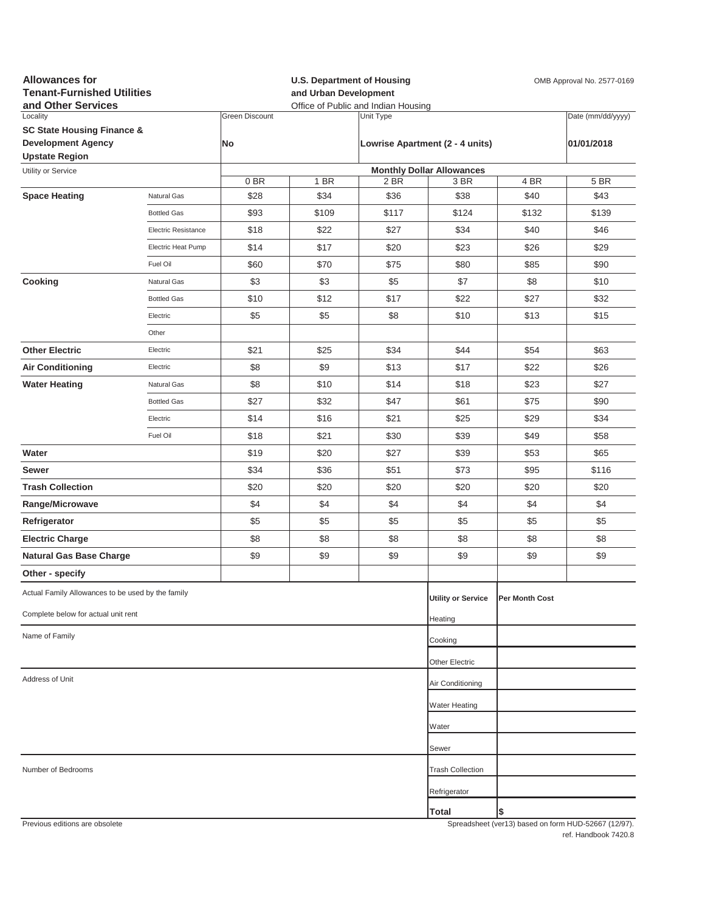**Allowances for Tenant-Furnished Utilities and Other Services**

**U.S. Department of Housing and Urban Development**
Office of Public and Indian Housing

OMB Approval No. 2577-0169

| Locality | Green Discount | Unit Type | Date (mm/dd/yyyy) |
|---|---|---|---|
| **SC State Housing Finance & Development Agency Upstate Region** | **No** | **Lowrise Apartment (2 - 4 units)** | **01/01/2018** |

| Utility or Service | | Monthly Dollar Allowances | | | | | |
|---|---|---|---|---|---|---|---|
| | | 0 BR | 1 BR | 2 BR | 3 BR | 4 BR | 5 BR |
| **Space Heating** | Natural Gas | $28 | $34 | $36 | $38 | $40 | $43 |
| | Bottled Gas | $93 | $109 | $117 | $124 | $132 | $139 |
| | Electric Resistance | $18 | $22 | $27 | $34 | $40 | $46 |
| | Electric Heat Pump | $14 | $17 | $20 | $23 | $26 | $29 |
| | Fuel Oil | $60 | $70 | $75 | $80 | $85 | $90 |
| **Cooking** | Natural Gas | $3 | $3 | $5 | $7 | $8 | $10 |
| | Bottled Gas | $10 | $12 | $17 | $22 | $27 | $32 |
| | Electric | $5 | $5 | $8 | $10 | $13 | $15 |
| | Other | | | | | | |
| **Other Electric** | Electric | $21 | $25 | $34 | $44 | $54 | $63 |
| **Air Conditioning** | Electric | $8 | $9 | $13 | $17 | $22 | $26 |
| **Water Heating** | Natural Gas | $8 | $10 | $14 | $18 | $23 | $27 |
| | Bottled Gas | $27 | $32 | $47 | $61 | $75 | $90 |
| | Electric | $14 | $16 | $21 | $25 | $29 | $34 |
| | Fuel Oil | $18 | $21 | $30 | $39 | $49 | $58 |
| **Water** | | $19 | $20 | $27 | $39 | $53 | $65 |
| **Sewer** | | $34 | $36 | $51 | $73 | $95 | $116 |
| **Trash Collection** | | $20 | $20 | $20 | $20 | $20 | $20 |
| **Range/Microwave** | | $4 | $4 | $4 | $4 | $4 | $4 |
| **Refrigerator** | | $5 | $5 | $5 | $5 | $5 | $5 |
| **Electric Charge** | | $8 | $8 | $8 | $8 | $8 | $8 |
| **Natural Gas Base Charge** | | $9 | $9 | $9 | $9 | $9 | $9 |
| **Other - specify** | | | | | | | |

Actual Family Allowances to be used by the family

Complete below for actual unit rent

Name of Family

Address of Unit

Number of Bedrooms

| Utility or Service | Per Month Cost |
|---|---|
| Heating | |
| Cooking | |
| Other Electric | |
| Air Conditioning | |
| Water Heating | |
| Water | |
| Sewer | |
| Trash Collection | |
| Refrigerator | |
| **Total** | $ |

Previous editions are obsolete

Spreadsheet (ver13) based on form HUD-52667 (12/97).
ref. Handbook 7420.8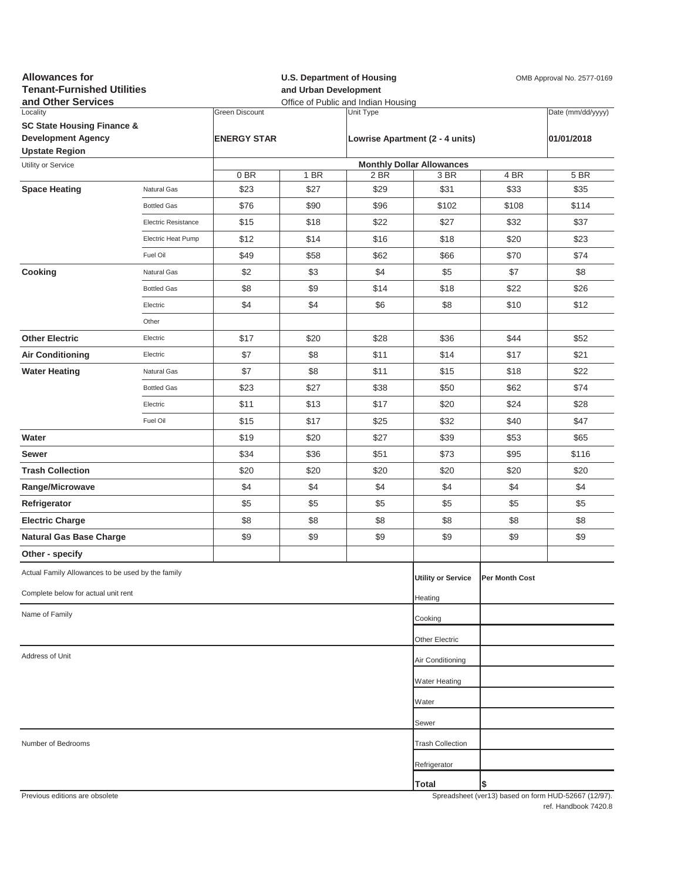**Allowances for Tenant-Furnished Utilities and Other Services**

**U.S. Department of Housing and Urban Development**
Office of Public and Indian Housing

OMB Approval No. 2577-0169

| Locality | Green Discount | Unit Type | Date (mm/dd/yyyy) |
|---|---|---|---|
| **SC State Housing Finance & Development Agency Upstate Region** | **ENERGY STAR** | **Lowrise Apartment (2 - 4 units)** | **01/01/2018** |

| Utility or Service | | Monthly Dollar Allowances | | | | | |
|---|---|---|---|---|---|---|---|
| | | 0 BR | 1 BR | 2 BR | 3 BR | 4 BR | 5 BR |
| **Space Heating** | Natural Gas | $23 | $27 | $29 | $31 | $33 | $35 |
| | Bottled Gas | $76 | $90 | $96 | $102 | $108 | $114 |
| | Electric Resistance | $15 | $18 | $22 | $27 | $32 | $37 |
| | Electric Heat Pump | $12 | $14 | $16 | $18 | $20 | $23 |
| | Fuel Oil | $49 | $58 | $62 | $66 | $70 | $74 |
| **Cooking** | Natural Gas | $2 | $3 | $4 | $5 | $7 | $8 |
| | Bottled Gas | $8 | $9 | $14 | $18 | $22 | $26 |
| | Electric | $4 | $4 | $6 | $8 | $10 | $12 |
| | Other | | | | | | |
| **Other Electric** | Electric | $17 | $20 | $28 | $36 | $44 | $52 |
| **Air Conditioning** | Electric | $7 | $8 | $11 | $14 | $17 | $21 |
| **Water Heating** | Natural Gas | $7 | $8 | $11 | $15 | $18 | $22 |
| | Bottled Gas | $23 | $27 | $38 | $50 | $62 | $74 |
| | Electric | $11 | $13 | $17 | $20 | $24 | $28 |
| | Fuel Oil | $15 | $17 | $25 | $32 | $40 | $47 |
| **Water** | | $19 | $20 | $27 | $39 | $53 | $65 |
| **Sewer** | | $34 | $36 | $51 | $73 | $95 | $116 |
| **Trash Collection** | | $20 | $20 | $20 | $20 | $20 | $20 |
| **Range/Microwave** | | $4 | $4 | $4 | $4 | $4 | $4 |
| **Refrigerator** | | $5 | $5 | $5 | $5 | $5 | $5 |
| **Electric Charge** | | $8 | $8 | $8 | $8 | $8 | $8 |
| **Natural Gas Base Charge** | | $9 | $9 | $9 | $9 | $9 | $9 |
| **Other - specify** | | | | | | | |

Actual Family Allowances to be used by the family

Complete below for actual unit rent

Name of Family

Address of Unit

Number of Bedrooms

| Utility or Service | Per Month Cost |
|---|---|
| Heating | |
| Cooking | |
| Other Electric | |
| Air Conditioning | |
| Water Heating | |
| Water | |
| Sewer | |
| Trash Collection | |
| Refrigerator | |
| **Total** | $ |

Previous editions are obsolete

Spreadsheet (ver13) based on form HUD-52667 (12/97).
ref. Handbook 7420.8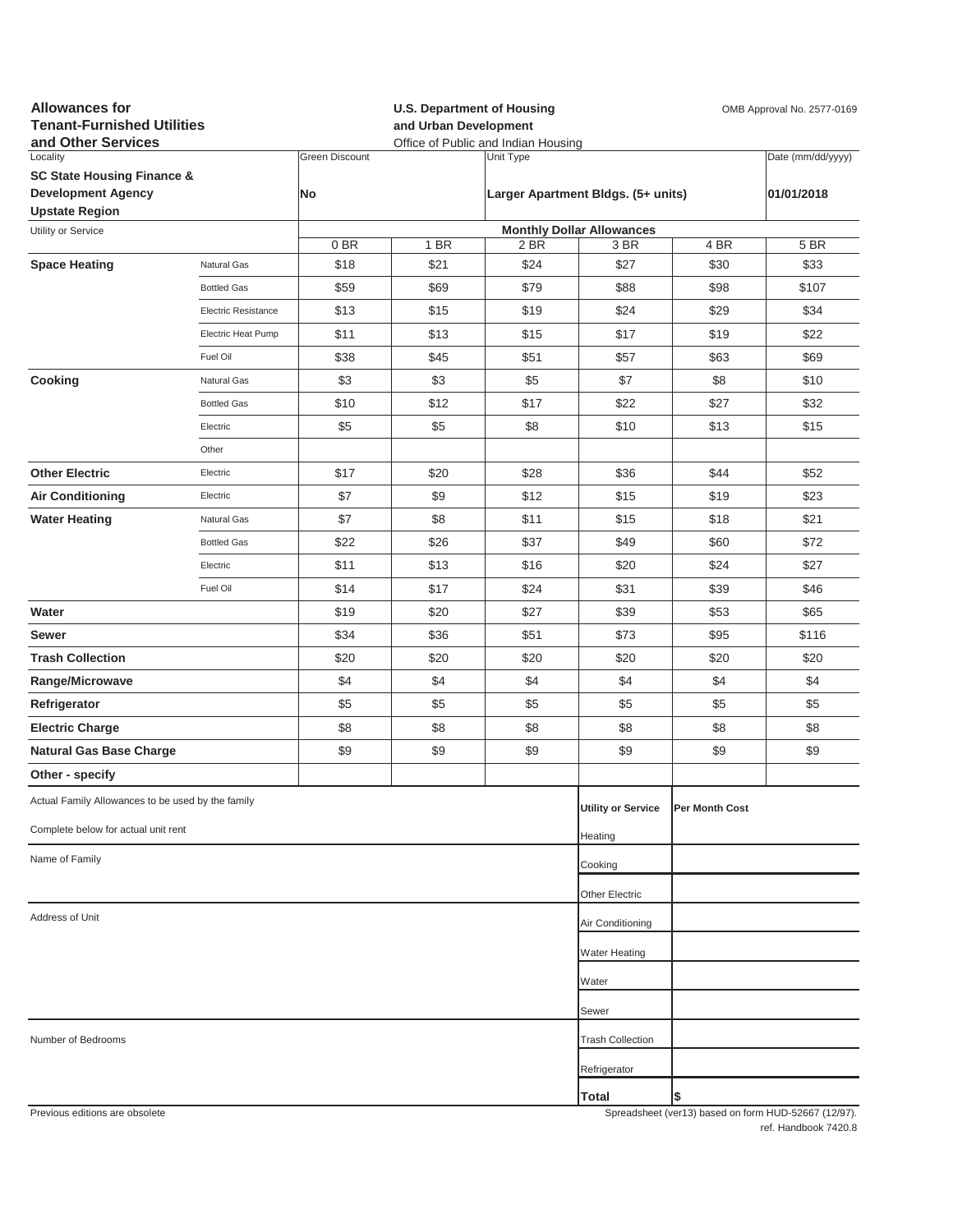**Allowances for Tenant-Furnished Utilities and Other Services**

**U.S. Department of Housing and Urban Development**
Office of Public and Indian Housing

OMB Approval No. 2577-0169

| Locality | Green Discount | Unit Type | Date (mm/dd/yyyy) |
|---|---|---|---|
| **SC State Housing Finance & Development Agency Upstate Region** | **No** | **Larger Apartment Bldgs. (5+ units)** | **01/01/2018** |

| Utility or Service | | Monthly Dollar Allowances | | | | | |
|---|---|---|---|---|---|---|---|
| | | 0 BR | 1 BR | 2 BR | 3 BR | 4 BR | 5 BR |
| **Space Heating** | Natural Gas | $18 | $21 | $24 | $27 | $30 | $33 |
| | Bottled Gas | $59 | $69 | $79 | $88 | $98 | $107 |
| | Electric Resistance | $13 | $15 | $19 | $24 | $29 | $34 |
| | Electric Heat Pump | $11 | $13 | $15 | $17 | $19 | $22 |
| | Fuel Oil | $38 | $45 | $51 | $57 | $63 | $69 |
| **Cooking** | Natural Gas | $3 | $3 | $5 | $7 | $8 | $10 |
| | Bottled Gas | $10 | $12 | $17 | $22 | $27 | $32 |
| | Electric | $5 | $5 | $8 | $10 | $13 | $15 |
| | Other | | | | | | |
| **Other Electric** | Electric | $17 | $20 | $28 | $36 | $44 | $52 |
| **Air Conditioning** | Electric | $7 | $9 | $12 | $15 | $19 | $23 |
| **Water Heating** | Natural Gas | $7 | $8 | $11 | $15 | $18 | $21 |
| | Bottled Gas | $22 | $26 | $37 | $49 | $60 | $72 |
| | Electric | $11 | $13 | $16 | $20 | $24 | $27 |
| | Fuel Oil | $14 | $17 | $24 | $31 | $39 | $46 |
| **Water** | | $19 | $20 | $27 | $39 | $53 | $65 |
| **Sewer** | | $34 | $36 | $51 | $73 | $95 | $116 |
| **Trash Collection** | | $20 | $20 | $20 | $20 | $20 | $20 |
| **Range/Microwave** | | $4 | $4 | $4 | $4 | $4 | $4 |
| **Refrigerator** | | $5 | $5 | $5 | $5 | $5 | $5 |
| **Electric Charge** | | $8 | $8 | $8 | $8 | $8 | $8 |
| **Natural Gas Base Charge** | | $9 | $9 | $9 | $9 | $9 | $9 |
| **Other - specify** | | | | | | | |

Actual Family Allowances to be used by the family

Complete below for actual unit rent

Name of Family

Address of Unit

Number of Bedrooms

| Utility or Service | Per Month Cost |
|---|---|
| Heating | |
| Cooking | |
| Other Electric | |
| Air Conditioning | |
| Water Heating | |
| Water | |
| Sewer | |
| Trash Collection | |
| Refrigerator | |
| **Total** | $ |

Previous editions are obsolete

Spreadsheet (ver13) based on form HUD-52667 (12/97). ref. Handbook 7420.8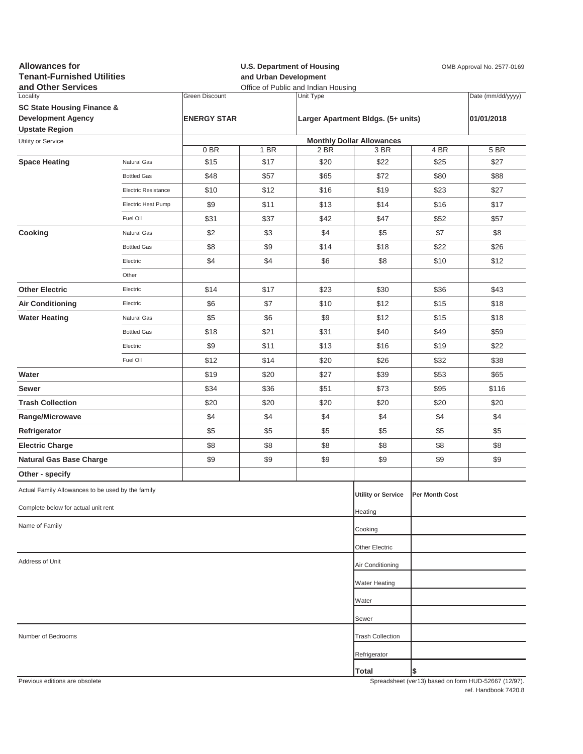**Allowances for Tenant-Furnished Utilities and Other Services**

**U.S. Department of Housing and Urban Development**
Office of Public and Indian Housing

OMB Approval No. 2577-0169

| Locality | Green Discount | Unit Type | Date (mm/dd/yyyy) |
|---|---|---|---|
| **SC State Housing Finance & Development Agency Upstate Region** | **ENERGY STAR** | **Larger Apartment Bldgs. (5+ units)** | **01/01/2018** |

| Utility or Service | | Monthly Dollar Allowances | | | | | |
|---|---|---|---|---|---|---|---|
| | | 0 BR | 1 BR | 2 BR | 3 BR | 4 BR | 5 BR |
| **Space Heating** | Natural Gas | $15 | $17 | $20 | $22 | $25 | $27 |
| | Bottled Gas | $48 | $57 | $65 | $72 | $80 | $88 |
| | Electric Resistance | $10 | $12 | $16 | $19 | $23 | $27 |
| | Electric Heat Pump | $9 | $11 | $13 | $14 | $16 | $17 |
| | Fuel Oil | $31 | $37 | $42 | $47 | $52 | $57 |
| **Cooking** | Natural Gas | $2 | $3 | $4 | $5 | $7 | $8 |
| | Bottled Gas | $8 | $9 | $14 | $18 | $22 | $26 |
| | Electric | $4 | $4 | $6 | $8 | $10 | $12 |
| | Other | | | | | | |
| **Other Electric** | Electric | $14 | $17 | $23 | $30 | $36 | $43 |
| **Air Conditioning** | Electric | $6 | $7 | $10 | $12 | $15 | $18 |
| **Water Heating** | Natural Gas | $5 | $6 | $9 | $12 | $15 | $18 |
| | Bottled Gas | $18 | $21 | $31 | $40 | $49 | $59 |
| | Electric | $9 | $11 | $13 | $16 | $19 | $22 |
| | Fuel Oil | $12 | $14 | $20 | $26 | $32 | $38 |
| **Water** | | $19 | $20 | $27 | $39 | $53 | $65 |
| **Sewer** | | $34 | $36 | $51 | $73 | $95 | $116 |
| **Trash Collection** | | $20 | $20 | $20 | $20 | $20 | $20 |
| **Range/Microwave** | | $4 | $4 | $4 | $4 | $4 | $4 |
| **Refrigerator** | | $5 | $5 | $5 | $5 | $5 | $5 |
| **Electric Charge** | | $8 | $8 | $8 | $8 | $8 | $8 |
| **Natural Gas Base Charge** | | $9 | $9 | $9 | $9 | $9 | $9 |
| **Other - specify** | | | | | | | |

Actual Family Allowances to be used by the family

Complete below for actual unit rent

Name of Family

Address of Unit

Number of Bedrooms

| Utility or Service | Per Month Cost |
|---|---|
| Heating | |
| Cooking | |
| Other Electric | |
| Air Conditioning | |
| Water Heating | |
| Water | |
| Sewer | |
| Trash Collection | |
| Refrigerator | |
| **Total** | $ |

Previous editions are obsolete

Spreadsheet (ver13) based on form HUD-52667 (12/97).
ref. Handbook 7420.8